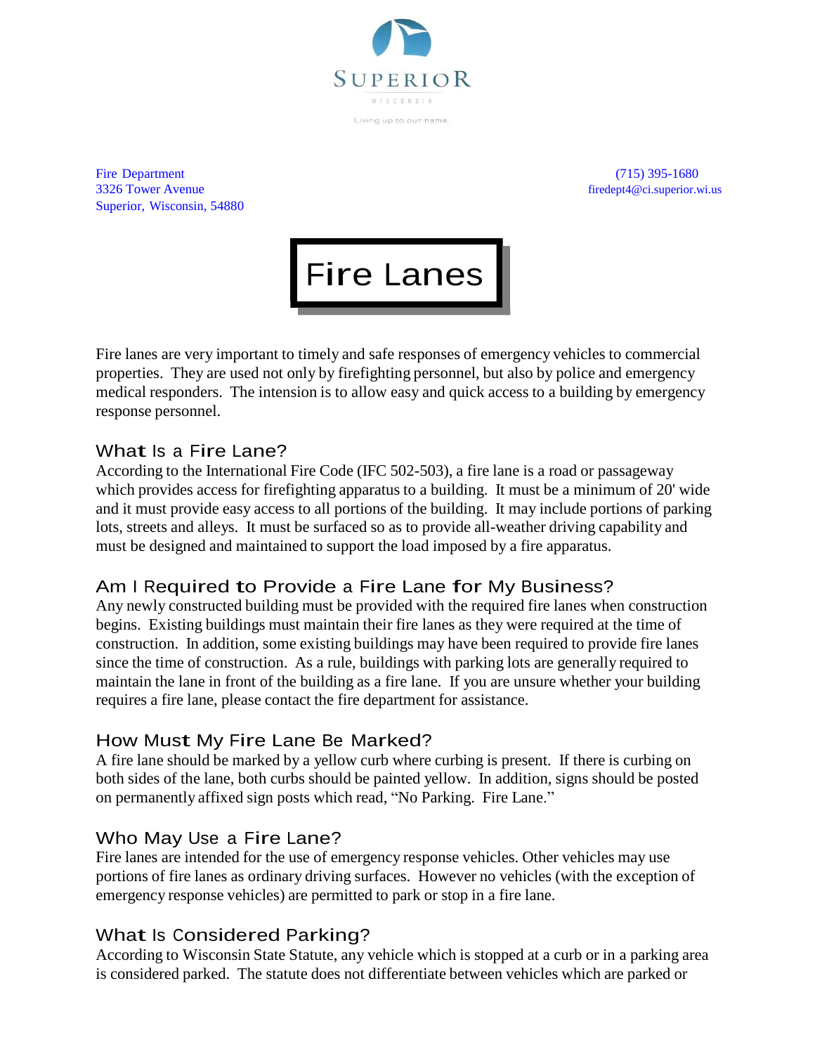SUPERIOR

WISCONSIN

Living up to our name.

Fire Department
3326 Tower Avenue
Superior, Wisconsin, 54880

(715) 395-1680
firedept4@ci.superior.wi.us

# Fire Lanes

Fire lanes are very important to timely and safe responses of emergency vehicles to commercial properties. They are used not only by firefighting personnel, but also by police and emergency medical responders. The intension is to allow easy and quick access to a building by emergency response personnel.

## What Is a Fire Lane?

According to the International Fire Code (IFC 502-503), a fire lane is a road or passageway which provides access for firefighting apparatus to a building. It must be a minimum of 20' wide and it must provide easy access to all portions of the building. It may include portions of parking lots, streets and alleys. It must be surfaced so as to provide all-weather driving capability and must be designed and maintained to support the load imposed by a fire apparatus.

## Am I Required to Provide a Fire Lane for My Business?

Any newly constructed building must be provided with the required fire lanes when construction begins. Existing buildings must maintain their fire lanes as they were required at the time of construction. In addition, some existing buildings may have been required to provide fire lanes since the time of construction. As a rule, buildings with parking lots are generally required to maintain the lane in front of the building as a fire lane. If you are unsure whether your building requires a fire lane, please contact the fire department for assistance.

## How Must My Fire Lane Be Marked?

A fire lane should be marked by a yellow curb where curbing is present. If there is curbing on both sides of the lane, both curbs should be painted yellow. In addition, signs should be posted on permanently affixed sign posts which read, “No Parking. Fire Lane.”

## Who May Use a Fire Lane?

Fire lanes are intended for the use of emergency response vehicles. Other vehicles may use portions of fire lanes as ordinary driving surfaces. However no vehicles (with the exception of emergency response vehicles) are permitted to park or stop in a fire lane.

## What Is Considered Parking?

According to Wisconsin State Statute, any vehicle which is stopped at a curb or in a parking area is considered parked. The statute does not differentiate between vehicles which are parked or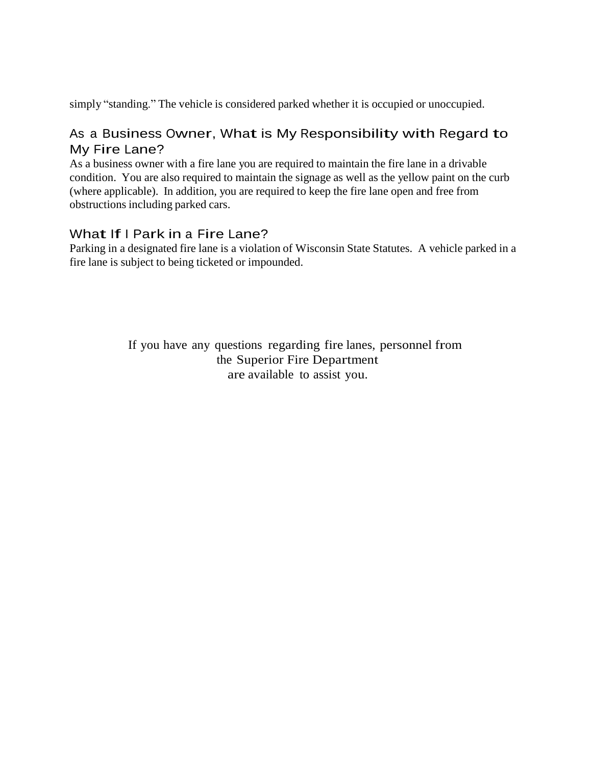simply "standing." The vehicle is considered parked whether it is occupied or unoccupied.

## As a Business Owner, What is My Responsibility with Regard to My Fire Lane?

As a business owner with a fire lane you are required to maintain the fire lane in a drivable condition. You are also required to maintain the signage as well as the yellow paint on the curb (where applicable). In addition, you are required to keep the fire lane open and free from obstructions including parked cars.

## What If I Park in a Fire Lane?

Parking in a designated fire lane is a violation of Wisconsin State Statutes. A vehicle parked in a fire lane is subject to being ticketed or impounded.

If you have any questions regarding fire lanes, personnel from the Superior Fire Department are available to assist you.